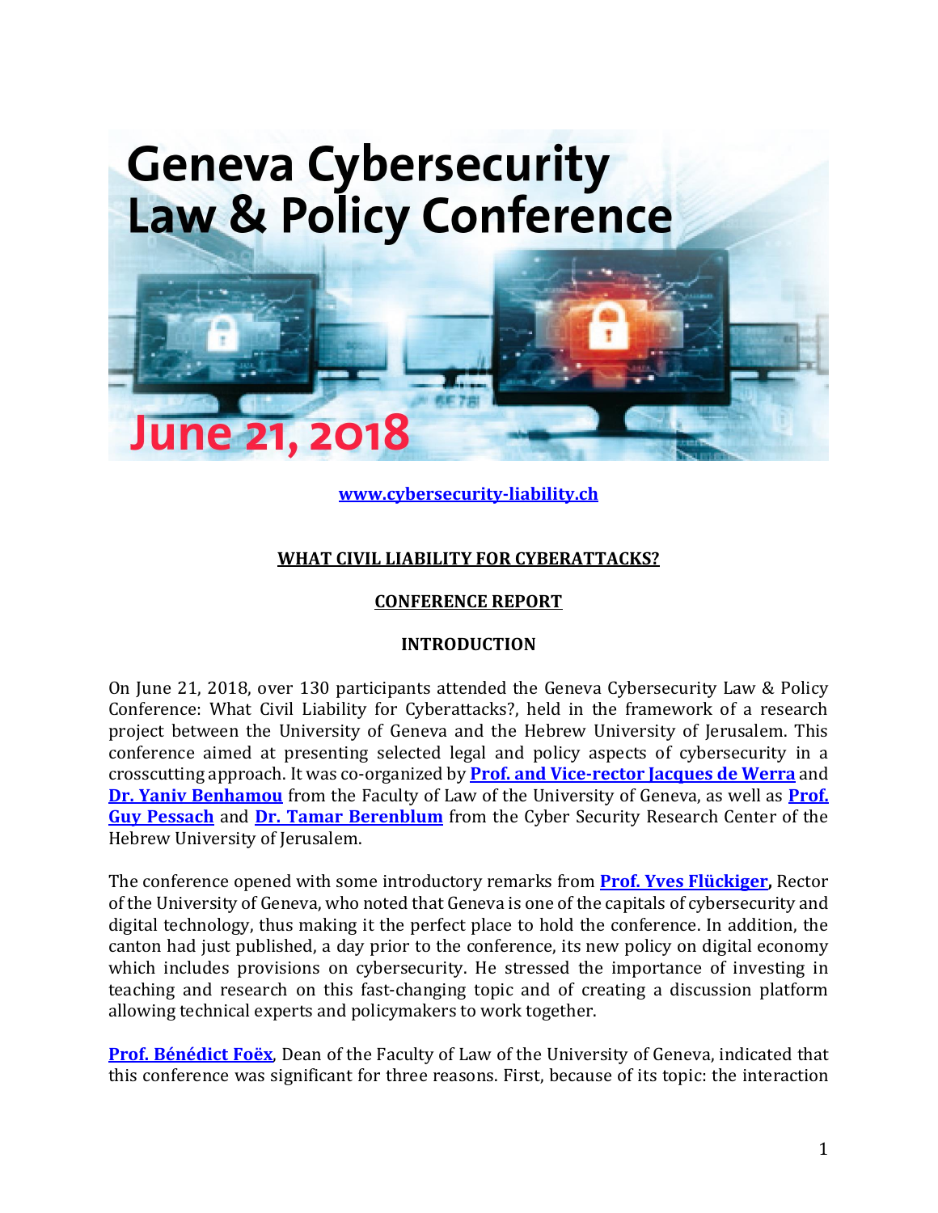# Geneva Cybersecurity Law & Policy Conference

June 21, 2018

**www.cybersecurity-liability.ch**

## WHAT CIVIL LIABILITY FOR CYBERATTACKS?

## CONFERENCE REPORT

### INTRODUCTION

On June 21, 2018, over 130 participants attended the Geneva Cybersecurity Law & Policy Conference: What Civil Liability for Cyberattacks?, held in the framework of a research project between the University of Geneva and the Hebrew University of Jerusalem. This conference aimed at presenting selected legal and policy aspects of cybersecurity in a crosscutting approach. It was co-organized by **Prof. and Vice-rector Jacques de Werra** and **Dr. Yaniv Benhamou** from the Faculty of Law of the University of Geneva, as well as **Prof. Guy Pessach** and **Dr. Tamar Berenblum** from the Cyber Security Research Center of the Hebrew University of Jerusalem.

The conference opened with some introductory remarks from **Prof. Yves Flückiger,** Rector of the University of Geneva, who noted that Geneva is one of the capitals of cybersecurity and digital technology, thus making it the perfect place to hold the conference. In addition, the canton had just published, a day prior to the conference, its new policy on digital economy which includes provisions on cybersecurity. He stressed the importance of investing in teaching and research on this fast-changing topic and of creating a discussion platform allowing technical experts and policymakers to work together.

**Prof. Bénédict Foëx**, Dean of the Faculty of Law of the University of Geneva, indicated that this conference was significant for three reasons. First, because of its topic: the interaction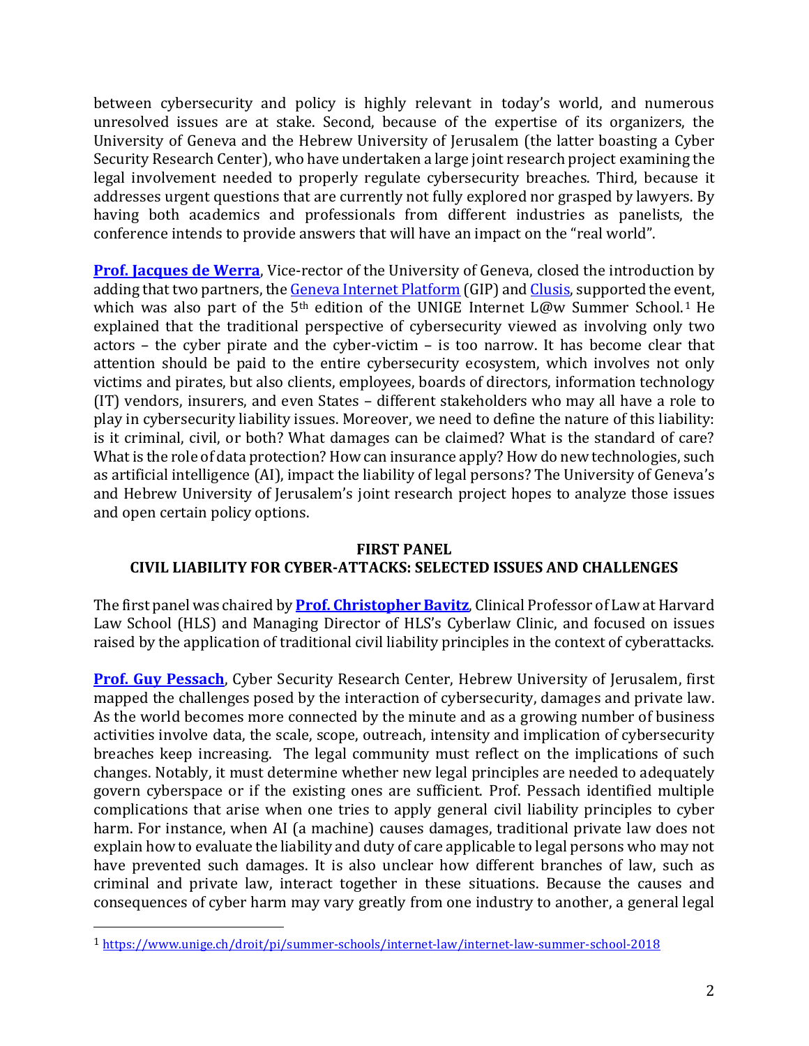between cybersecurity and policy is highly relevant in today's world, and numerous unresolved issues are at stake. Second, because of the expertise of its organizers, the University of Geneva and the Hebrew University of Jerusalem (the latter boasting a Cyber Security Research Center), who have undertaken a large joint research project examining the legal involvement needed to properly regulate cybersecurity breaches. Third, because it addresses urgent questions that are currently not fully explored nor grasped by lawyers. By having both academics and professionals from different industries as panelists, the conference intends to provide answers that will have an impact on the "real world".

**Prof. Jacques de Werra**, Vice-rector of the University of Geneva, closed the introduction by adding that two partners, the Geneva Internet Platform (GIP) and Clusis, supported the event, which was also part of the 5th edition of the UNIGE Internet L@w Summer School.[1] He explained that the traditional perspective of cybersecurity viewed as involving only two actors – the cyber pirate and the cyber-victim – is too narrow. It has become clear that attention should be paid to the entire cybersecurity ecosystem, which involves not only victims and pirates, but also clients, employees, boards of directors, information technology (IT) vendors, insurers, and even States – different stakeholders who may all have a role to play in cybersecurity liability issues. Moreover, we need to define the nature of this liability: is it criminal, civil, or both? What damages can be claimed? What is the standard of care? What is the role of data protection? How can insurance apply? How do new technologies, such as artificial intelligence (AI), impact the liability of legal persons? The University of Geneva's and Hebrew University of Jerusalem's joint research project hopes to analyze those issues and open certain policy options.

## FIRST PANEL
## CIVIL LIABILITY FOR CYBER-ATTACKS: SELECTED ISSUES AND CHALLENGES

The first panel was chaired by **Prof. Christopher Bavitz**, Clinical Professor of Law at Harvard Law School (HLS) and Managing Director of HLS's Cyberlaw Clinic, and focused on issues raised by the application of traditional civil liability principles in the context of cyberattacks.

**Prof. Guy Pessach**, Cyber Security Research Center, Hebrew University of Jerusalem, first mapped the challenges posed by the interaction of cybersecurity, damages and private law. As the world becomes more connected by the minute and as a growing number of business activities involve data, the scale, scope, outreach, intensity and implication of cybersecurity breaches keep increasing. The legal community must reflect on the implications of such changes. Notably, it must determine whether new legal principles are needed to adequately govern cyberspace or if the existing ones are sufficient. Prof. Pessach identified multiple complications that arise when one tries to apply general civil liability principles to cyber harm. For instance, when AI (a machine) causes damages, traditional private law does not explain how to evaluate the liability and duty of care applicable to legal persons who may not have prevented such damages. It is also unclear how different branches of law, such as criminal and private law, interact together in these situations. Because the causes and consequences of cyber harm may vary greatly from one industry to another, a general legal

[1] https://www.unige.ch/droit/pi/summer-schools/internet-law/internet-law-summer-school-2018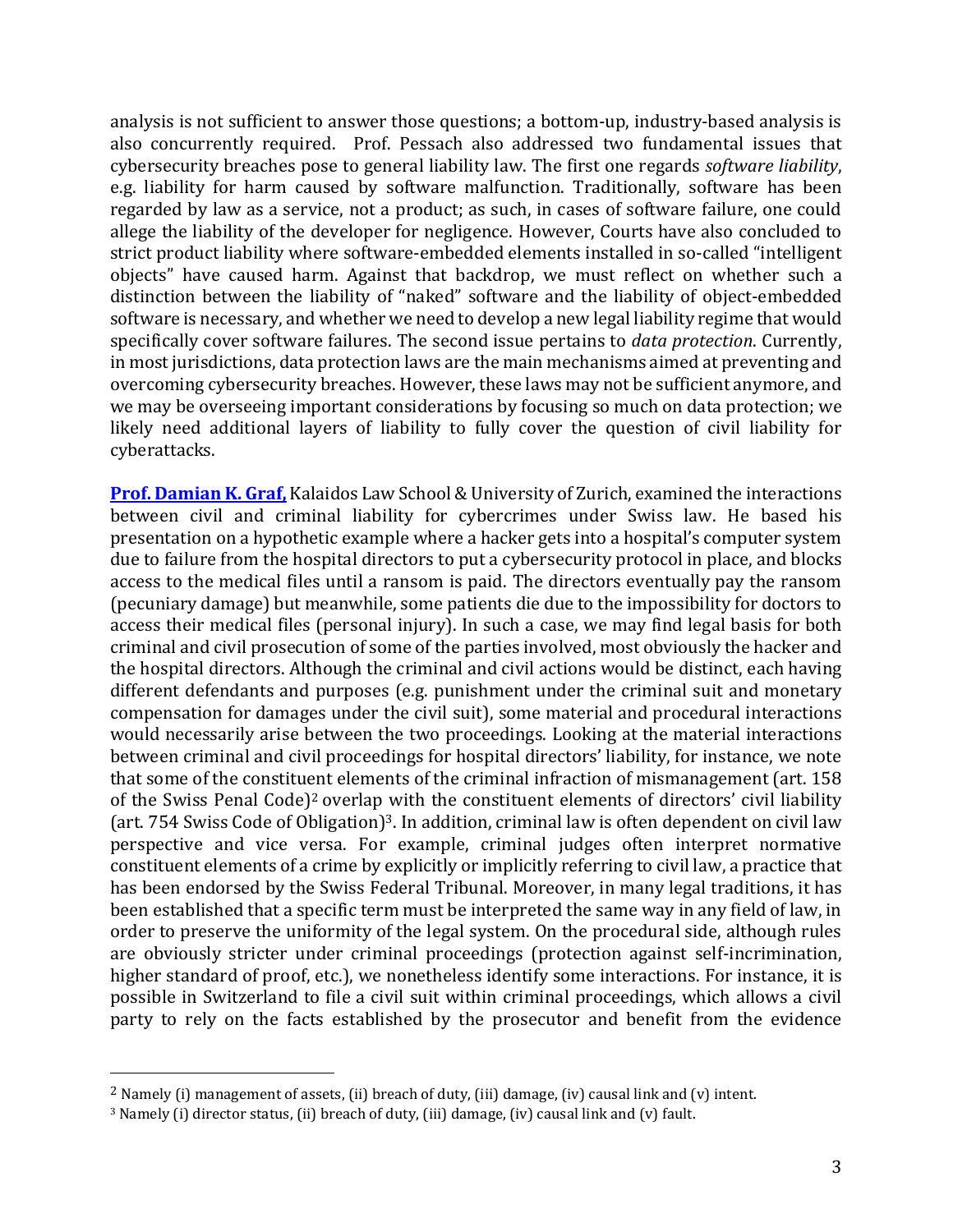analysis is not sufficient to answer those questions; a bottom-up, industry-based analysis is also concurrently required. Prof. Pessach also addressed two fundamental issues that cybersecurity breaches pose to general liability law. The first one regards *software liability*, e.g. liability for harm caused by software malfunction. Traditionally, software has been regarded by law as a service, not a product; as such, in cases of software failure, one could allege the liability of the developer for negligence. However, Courts have also concluded to strict product liability where software-embedded elements installed in so-called "intelligent objects" have caused harm. Against that backdrop, we must reflect on whether such a distinction between the liability of "naked" software and the liability of object-embedded software is necessary, and whether we need to develop a new legal liability regime that would specifically cover software failures. The second issue pertains to *data protection*. Currently, in most jurisdictions, data protection laws are the main mechanisms aimed at preventing and overcoming cybersecurity breaches. However, these laws may not be sufficient anymore, and we may be overseeing important considerations by focusing so much on data protection; we likely need additional layers of liability to fully cover the question of civil liability for cyberattacks.

**Prof. Damian K. Graf,** Kalaidos Law School & University of Zurich, examined the interactions between civil and criminal liability for cybercrimes under Swiss law. He based his presentation on a hypothetic example where a hacker gets into a hospital's computer system due to failure from the hospital directors to put a cybersecurity protocol in place, and blocks access to the medical files until a ransom is paid. The directors eventually pay the ransom (pecuniary damage) but meanwhile, some patients die due to the impossibility for doctors to access their medical files (personal injury). In such a case, we may find legal basis for both criminal and civil prosecution of some of the parties involved, most obviously the hacker and the hospital directors. Although the criminal and civil actions would be distinct, each having different defendants and purposes (e.g. punishment under the criminal suit and monetary compensation for damages under the civil suit), some material and procedural interactions would necessarily arise between the two proceedings. Looking at the material interactions between criminal and civil proceedings for hospital directors' liability, for instance, we note that some of the constituent elements of the criminal infraction of mismanagement (art. 158 of the Swiss Penal Code)[2] overlap with the constituent elements of directors' civil liability (art. 754 Swiss Code of Obligation)[3]. In addition, criminal law is often dependent on civil law perspective and vice versa. For example, criminal judges often interpret normative constituent elements of a crime by explicitly or implicitly referring to civil law, a practice that has been endorsed by the Swiss Federal Tribunal. Moreover, in many legal traditions, it has been established that a specific term must be interpreted the same way in any field of law, in order to preserve the uniformity of the legal system. On the procedural side, although rules are obviously stricter under criminal proceedings (protection against self-incrimination, higher standard of proof, etc.), we nonetheless identify some interactions. For instance, it is possible in Switzerland to file a civil suit within criminal proceedings, which allows a civil party to rely on the facts established by the prosecutor and benefit from the evidence

---

[2] Namely (i) management of assets, (ii) breach of duty, (iii) damage, (iv) causal link and (v) intent.

[3] Namely (i) director status, (ii) breach of duty, (iii) damage, (iv) causal link and (v) fault.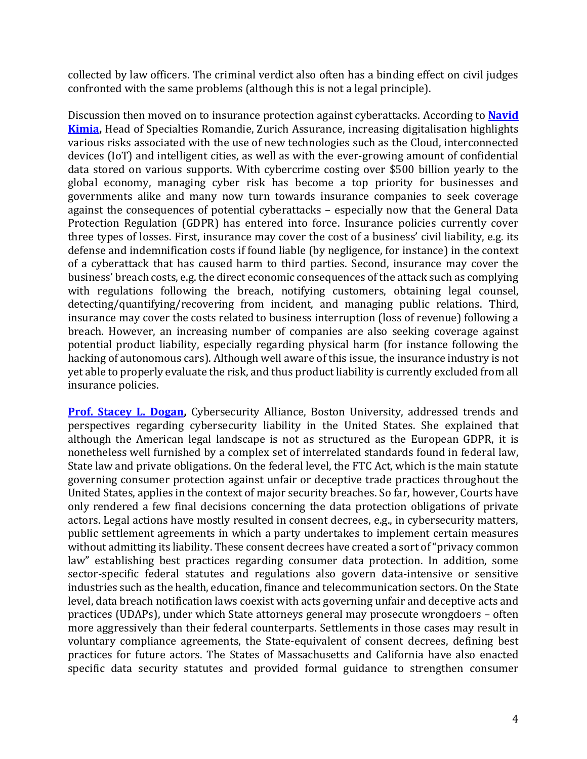collected by law officers. The criminal verdict also often has a binding effect on civil judges confronted with the same problems (although this is not a legal principle).

Discussion then moved on to insurance protection against cyberattacks. According to **Navid Kimia,** Head of Specialties Romandie, Zurich Assurance, increasing digitalisation highlights various risks associated with the use of new technologies such as the Cloud, interconnected devices (IoT) and intelligent cities, as well as with the ever-growing amount of confidential data stored on various supports. With cybercrime costing over $500 billion yearly to the global economy, managing cyber risk has become a top priority for businesses and governments alike and many now turn towards insurance companies to seek coverage against the consequences of potential cyberattacks – especially now that the General Data Protection Regulation (GDPR) has entered into force. Insurance policies currently cover three types of losses. First, insurance may cover the cost of a business' civil liability, e.g. its defense and indemnification costs if found liable (by negligence, for instance) in the context of a cyberattack that has caused harm to third parties. Second, insurance may cover the business' breach costs, e.g. the direct economic consequences of the attack such as complying with regulations following the breach, notifying customers, obtaining legal counsel, detecting/quantifying/recovering from incident, and managing public relations. Third, insurance may cover the costs related to business interruption (loss of revenue) following a breach. However, an increasing number of companies are also seeking coverage against potential product liability, especially regarding physical harm (for instance following the hacking of autonomous cars). Although well aware of this issue, the insurance industry is not yet able to properly evaluate the risk, and thus product liability is currently excluded from all insurance policies.

**Prof. Stacey L. Dogan,** Cybersecurity Alliance, Boston University, addressed trends and perspectives regarding cybersecurity liability in the United States. She explained that although the American legal landscape is not as structured as the European GDPR, it is nonetheless well furnished by a complex set of interrelated standards found in federal law, State law and private obligations. On the federal level, the FTC Act, which is the main statute governing consumer protection against unfair or deceptive trade practices throughout the United States, applies in the context of major security breaches. So far, however, Courts have only rendered a few final decisions concerning the data protection obligations of private actors. Legal actions have mostly resulted in consent decrees, e.g., in cybersecurity matters, public settlement agreements in which a party undertakes to implement certain measures without admitting its liability. These consent decrees have created a sort of "privacy common law" establishing best practices regarding consumer data protection. In addition, some sector-specific federal statutes and regulations also govern data-intensive or sensitive industries such as the health, education, finance and telecommunication sectors. On the State level, data breach notification laws coexist with acts governing unfair and deceptive acts and practices (UDAPs), under which State attorneys general may prosecute wrongdoers – often more aggressively than their federal counterparts. Settlements in those cases may result in voluntary compliance agreements, the State-equivalent of consent decrees, defining best practices for future actors. The States of Massachusetts and California have also enacted specific data security statutes and provided formal guidance to strengthen consumer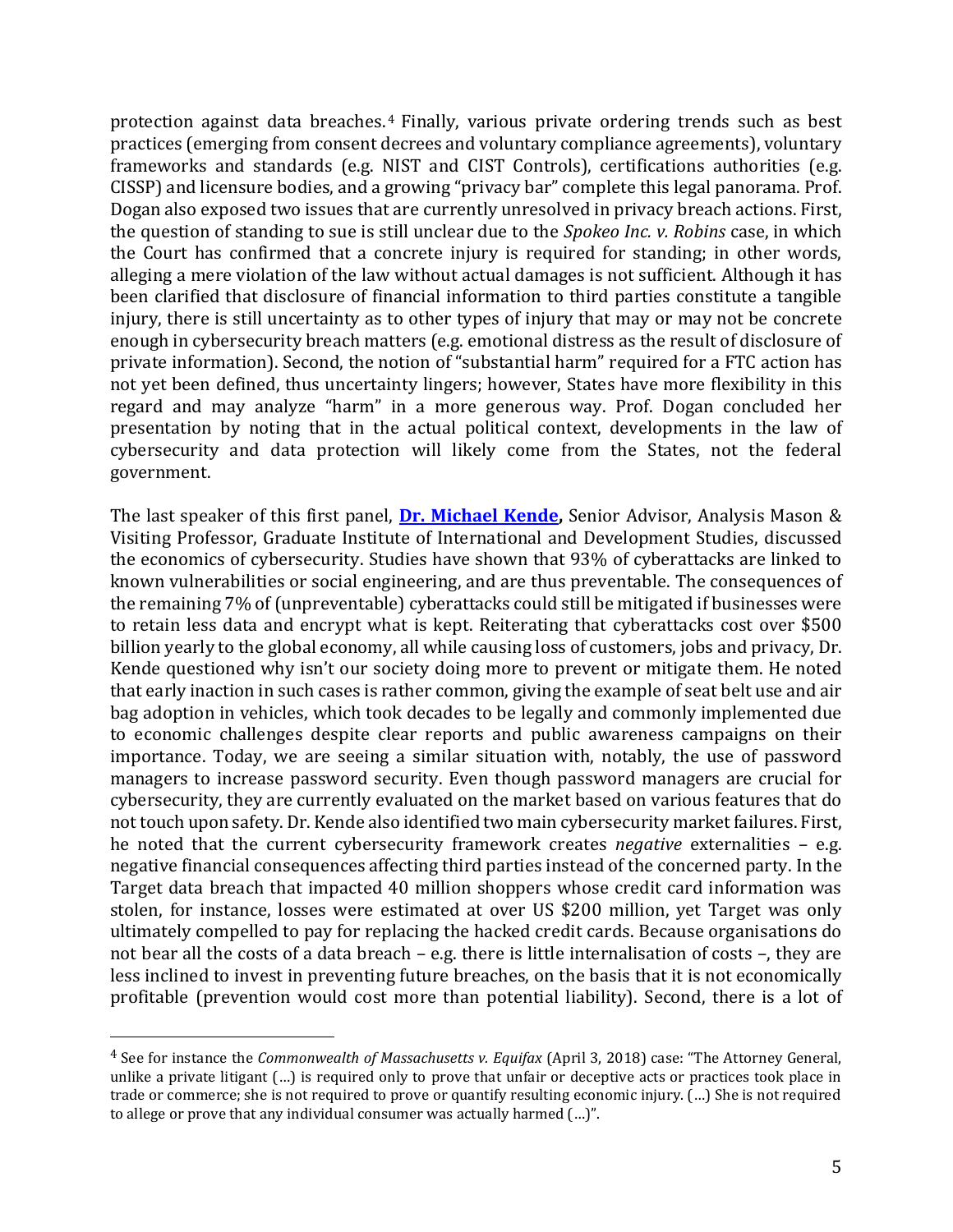protection against data breaches.[4] Finally, various private ordering trends such as best practices (emerging from consent decrees and voluntary compliance agreements), voluntary frameworks and standards (e.g. NIST and CIST Controls), certifications authorities (e.g. CISSP) and licensure bodies, and a growing "privacy bar" complete this legal panorama. Prof. Dogan also exposed two issues that are currently unresolved in privacy breach actions. First, the question of standing to sue is still unclear due to the *Spokeo Inc. v. Robins* case, in which the Court has confirmed that a concrete injury is required for standing; in other words, alleging a mere violation of the law without actual damages is not sufficient. Although it has been clarified that disclosure of financial information to third parties constitute a tangible injury, there is still uncertainty as to other types of injury that may or may not be concrete enough in cybersecurity breach matters (e.g. emotional distress as the result of disclosure of private information). Second, the notion of "substantial harm" required for a FTC action has not yet been defined, thus uncertainty lingers; however, States have more flexibility in this regard and may analyze "harm" in a more generous way. Prof. Dogan concluded her presentation by noting that in the actual political context, developments in the law of cybersecurity and data protection will likely come from the States, not the federal government.

The last speaker of this first panel, **Dr. Michael Kende,** Senior Advisor, Analysis Mason & Visiting Professor, Graduate Institute of International and Development Studies, discussed the economics of cybersecurity. Studies have shown that 93% of cyberattacks are linked to known vulnerabilities or social engineering, and are thus preventable. The consequences of the remaining 7% of (unpreventable) cyberattacks could still be mitigated if businesses were to retain less data and encrypt what is kept. Reiterating that cyberattacks cost over $500 billion yearly to the global economy, all while causing loss of customers, jobs and privacy, Dr. Kende questioned why isn't our society doing more to prevent or mitigate them. He noted that early inaction in such cases is rather common, giving the example of seat belt use and air bag adoption in vehicles, which took decades to be legally and commonly implemented due to economic challenges despite clear reports and public awareness campaigns on their importance. Today, we are seeing a similar situation with, notably, the use of password managers to increase password security. Even though password managers are crucial for cybersecurity, they are currently evaluated on the market based on various features that do not touch upon safety. Dr. Kende also identified two main cybersecurity market failures. First, he noted that the current cybersecurity framework creates *negative* externalities – e.g. negative financial consequences affecting third parties instead of the concerned party. In the Target data breach that impacted 40 million shoppers whose credit card information was stolen, for instance, losses were estimated at over US $200 million, yet Target was only ultimately compelled to pay for replacing the hacked credit cards. Because organisations do not bear all the costs of a data breach – e.g. there is little internalisation of costs –, they are less inclined to invest in preventing future breaches, on the basis that it is not economically profitable (prevention would cost more than potential liability). Second, there is a lot of

[4] See for instance the *Commonwealth of Massachusetts v. Equifax* (April 3, 2018) case: "The Attorney General, unlike a private litigant (…) is required only to prove that unfair or deceptive acts or practices took place in trade or commerce; she is not required to prove or quantify resulting economic injury. (…) She is not required to allege or prove that any individual consumer was actually harmed (…)".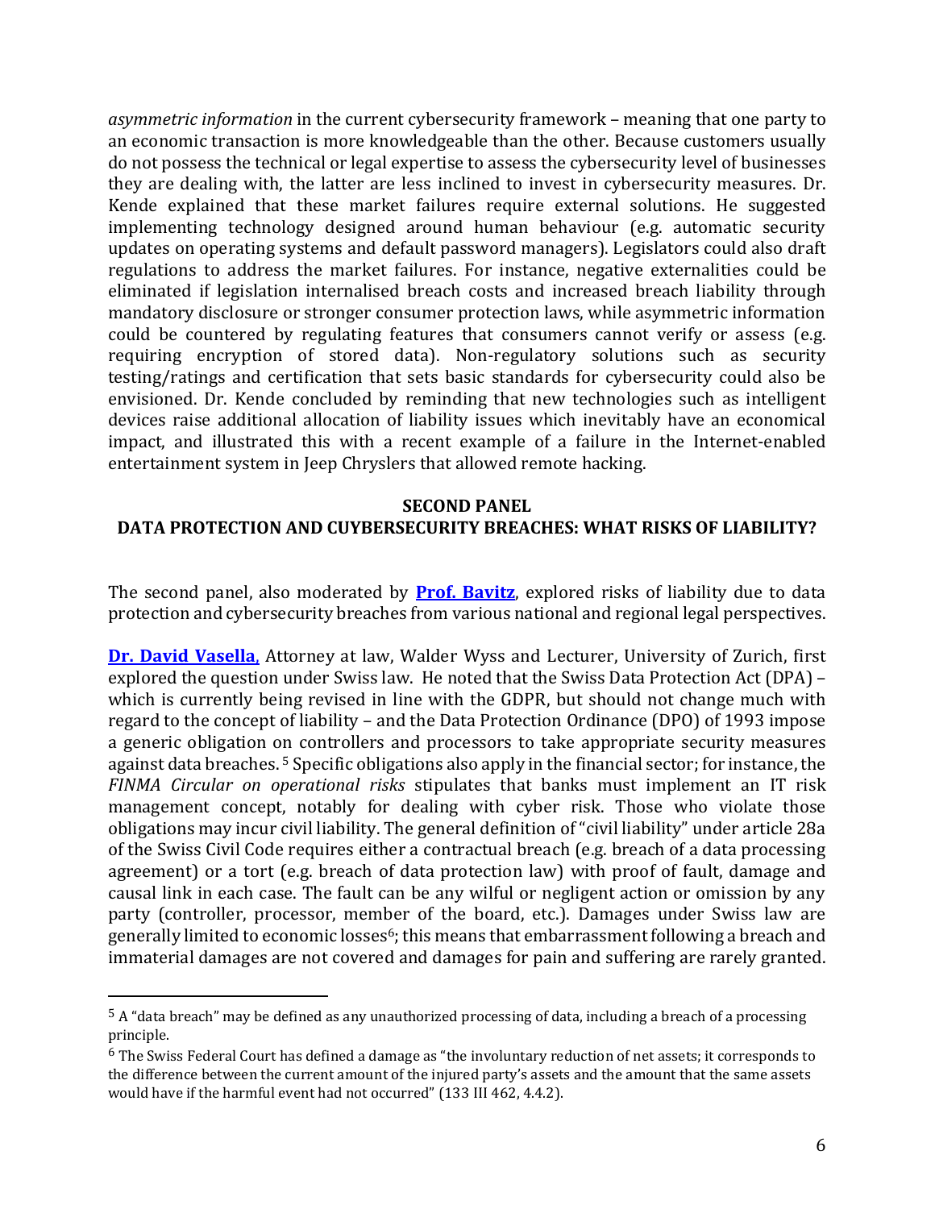*asymmetric information* in the current cybersecurity framework – meaning that one party to an economic transaction is more knowledgeable than the other. Because customers usually do not possess the technical or legal expertise to assess the cybersecurity level of businesses they are dealing with, the latter are less inclined to invest in cybersecurity measures. Dr. Kende explained that these market failures require external solutions. He suggested implementing technology designed around human behaviour (e.g. automatic security updates on operating systems and default password managers). Legislators could also draft regulations to address the market failures. For instance, negative externalities could be eliminated if legislation internalised breach costs and increased breach liability through mandatory disclosure or stronger consumer protection laws, while asymmetric information could be countered by regulating features that consumers cannot verify or assess (e.g. requiring encryption of stored data). Non-regulatory solutions such as security testing/ratings and certification that sets basic standards for cybersecurity could also be envisioned. Dr. Kende concluded by reminding that new technologies such as intelligent devices raise additional allocation of liability issues which inevitably have an economical impact, and illustrated this with a recent example of a failure in the Internet-enabled entertainment system in Jeep Chryslers that allowed remote hacking.

## SECOND PANEL
## DATA PROTECTION AND CUYBERSECURITY BREACHES: WHAT RISKS OF LIABILITY?

The second panel, also moderated by **Prof. Bavitz**, explored risks of liability due to data protection and cybersecurity breaches from various national and regional legal perspectives.

**Dr. David Vasella**, Attorney at law, Walder Wyss and Lecturer, University of Zurich, first explored the question under Swiss law. He noted that the Swiss Data Protection Act (DPA) – which is currently being revised in line with the GDPR, but should not change much with regard to the concept of liability – and the Data Protection Ordinance (DPO) of 1993 impose a generic obligation on controllers and processors to take appropriate security measures against data breaches.[5] Specific obligations also apply in the financial sector; for instance, the *FINMA Circular on operational risks* stipulates that banks must implement an IT risk management concept, notably for dealing with cyber risk. Those who violate those obligations may incur civil liability. The general definition of "civil liability" under article 28a of the Swiss Civil Code requires either a contractual breach (e.g. breach of a data processing agreement) or a tort (e.g. breach of data protection law) with proof of fault, damage and causal link in each case. The fault can be any wilful or negligent action or omission by any party (controller, processor, member of the board, etc.). Damages under Swiss law are generally limited to economic losses[6]; this means that embarrassment following a breach and immaterial damages are not covered and damages for pain and suffering are rarely granted.

[5] A "data breach" may be defined as any unauthorized processing of data, including a breach of a processing principle.

[6] The Swiss Federal Court has defined a damage as "the involuntary reduction of net assets; it corresponds to the difference between the current amount of the injured party's assets and the amount that the same assets would have if the harmful event had not occurred" (133 III 462, 4.4.2).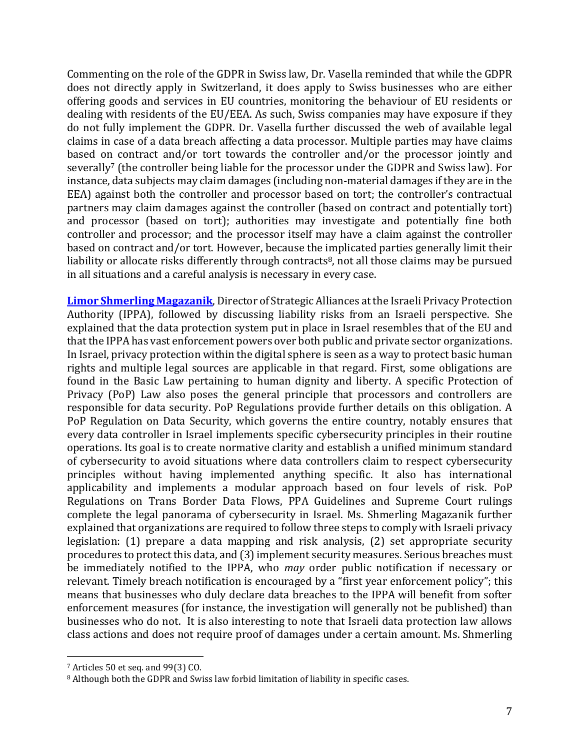Commenting on the role of the GDPR in Swiss law, Dr. Vasella reminded that while the GDPR does not directly apply in Switzerland, it does apply to Swiss businesses who are either offering goods and services in EU countries, monitoring the behaviour of EU residents or dealing with residents of the EU/EEA. As such, Swiss companies may have exposure if they do not fully implement the GDPR. Dr. Vasella further discussed the web of available legal claims in case of a data breach affecting a data processor. Multiple parties may have claims based on contract and/or tort towards the controller and/or the processor jointly and severally[7] (the controller being liable for the processor under the GDPR and Swiss law). For instance, data subjects may claim damages (including non-material damages if they are in the EEA) against both the controller and processor based on tort; the controller's contractual partners may claim damages against the controller (based on contract and potentially tort) and processor (based on tort); authorities may investigate and potentially fine both controller and processor; and the processor itself may have a claim against the controller based on contract and/or tort. However, because the implicated parties generally limit their liability or allocate risks differently through contracts[8], not all those claims may be pursued in all situations and a careful analysis is necessary in every case.

**Limor Shmerling Magazanik**, Director of Strategic Alliances at the Israeli Privacy Protection Authority (IPPA), followed by discussing liability risks from an Israeli perspective. She explained that the data protection system put in place in Israel resembles that of the EU and that the IPPA has vast enforcement powers over both public and private sector organizations. In Israel, privacy protection within the digital sphere is seen as a way to protect basic human rights and multiple legal sources are applicable in that regard. First, some obligations are found in the Basic Law pertaining to human dignity and liberty. A specific Protection of Privacy (PoP) Law also poses the general principle that processors and controllers are responsible for data security. PoP Regulations provide further details on this obligation. A PoP Regulation on Data Security, which governs the entire country, notably ensures that every data controller in Israel implements specific cybersecurity principles in their routine operations. Its goal is to create normative clarity and establish a unified minimum standard of cybersecurity to avoid situations where data controllers claim to respect cybersecurity principles without having implemented anything specific. It also has international applicability and implements a modular approach based on four levels of risk. PoP Regulations on Trans Border Data Flows, PPA Guidelines and Supreme Court rulings complete the legal panorama of cybersecurity in Israel. Ms. Shmerling Magazanik further explained that organizations are required to follow three steps to comply with Israeli privacy legislation: (1) prepare a data mapping and risk analysis, (2) set appropriate security procedures to protect this data, and (3) implement security measures. Serious breaches must be immediately notified to the IPPA, who *may* order public notification if necessary or relevant. Timely breach notification is encouraged by a "first year enforcement policy"; this means that businesses who duly declare data breaches to the IPPA will benefit from softer enforcement measures (for instance, the investigation will generally not be published) than businesses who do not. It is also interesting to note that Israeli data protection law allows class actions and does not require proof of damages under a certain amount. Ms. Shmerling

---

[7] Articles 50 et seq. and 99(3) CO.

[8] Although both the GDPR and Swiss law forbid limitation of liability in specific cases.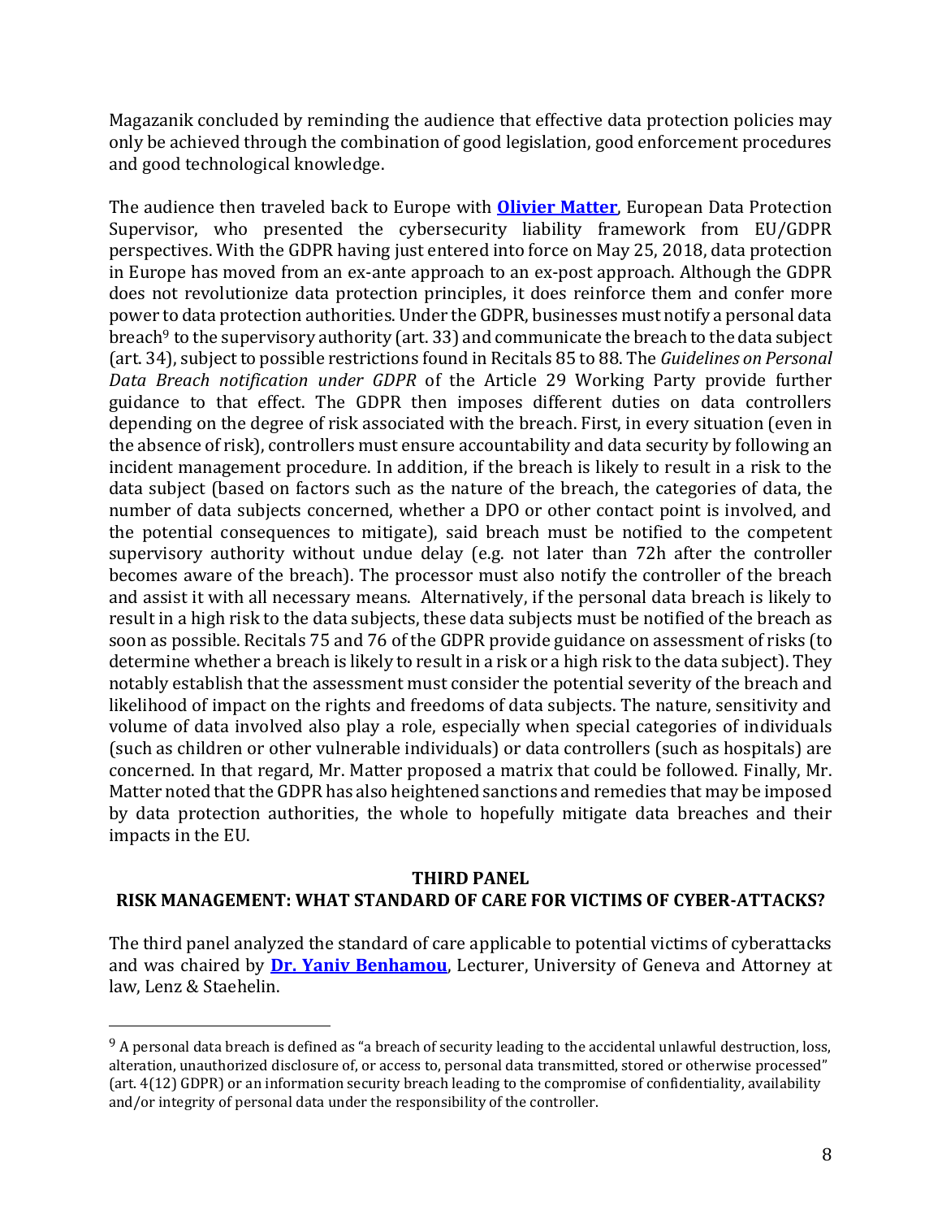Magazanik concluded by reminding the audience that effective data protection policies may only be achieved through the combination of good legislation, good enforcement procedures and good technological knowledge.

The audience then traveled back to Europe with **Olivier Matter**, European Data Protection Supervisor, who presented the cybersecurity liability framework from EU/GDPR perspectives. With the GDPR having just entered into force on May 25, 2018, data protection in Europe has moved from an ex-ante approach to an ex-post approach. Although the GDPR does not revolutionize data protection principles, it does reinforce them and confer more power to data protection authorities. Under the GDPR, businesses must notify a personal data breach[9] to the supervisory authority (art. 33) and communicate the breach to the data subject (art. 34), subject to possible restrictions found in Recitals 85 to 88. The *Guidelines on Personal Data Breach notification under GDPR* of the Article 29 Working Party provide further guidance to that effect. The GDPR then imposes different duties on data controllers depending on the degree of risk associated with the breach. First, in every situation (even in the absence of risk), controllers must ensure accountability and data security by following an incident management procedure. In addition, if the breach is likely to result in a risk to the data subject (based on factors such as the nature of the breach, the categories of data, the number of data subjects concerned, whether a DPO or other contact point is involved, and the potential consequences to mitigate), said breach must be notified to the competent supervisory authority without undue delay (e.g. not later than 72h after the controller becomes aware of the breach). The processor must also notify the controller of the breach and assist it with all necessary means. Alternatively, if the personal data breach is likely to result in a high risk to the data subjects, these data subjects must be notified of the breach as soon as possible. Recitals 75 and 76 of the GDPR provide guidance on assessment of risks (to determine whether a breach is likely to result in a risk or a high risk to the data subject). They notably establish that the assessment must consider the potential severity of the breach and likelihood of impact on the rights and freedoms of data subjects. The nature, sensitivity and volume of data involved also play a role, especially when special categories of individuals (such as children or other vulnerable individuals) or data controllers (such as hospitals) are concerned. In that regard, Mr. Matter proposed a matrix that could be followed. Finally, Mr. Matter noted that the GDPR has also heightened sanctions and remedies that may be imposed by data protection authorities, the whole to hopefully mitigate data breaches and their impacts in the EU.

## THIRD PANEL
## RISK MANAGEMENT: WHAT STANDARD OF CARE FOR VICTIMS OF CYBER-ATTACKS?

The third panel analyzed the standard of care applicable to potential victims of cyberattacks and was chaired by **Dr. Yaniv Benhamou**, Lecturer, University of Geneva and Attorney at law, Lenz & Staehelin.

---

[9] A personal data breach is defined as "a breach of security leading to the accidental unlawful destruction, loss, alteration, unauthorized disclosure of, or access to, personal data transmitted, stored or otherwise processed" (art. 4(12) GDPR) or an information security breach leading to the compromise of confidentiality, availability and/or integrity of personal data under the responsibility of the controller.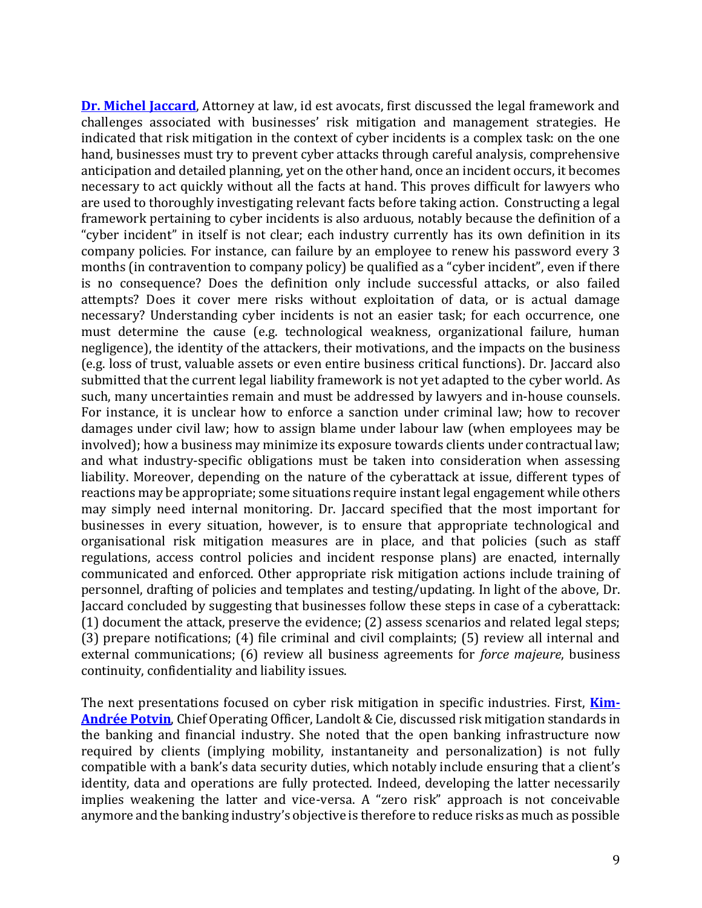**Dr. Michel Jaccard**, Attorney at law, id est avocats, first discussed the legal framework and challenges associated with businesses' risk mitigation and management strategies. He indicated that risk mitigation in the context of cyber incidents is a complex task: on the one hand, businesses must try to prevent cyber attacks through careful analysis, comprehensive anticipation and detailed planning, yet on the other hand, once an incident occurs, it becomes necessary to act quickly without all the facts at hand. This proves difficult for lawyers who are used to thoroughly investigating relevant facts before taking action. Constructing a legal framework pertaining to cyber incidents is also arduous, notably because the definition of a "cyber incident" in itself is not clear; each industry currently has its own definition in its company policies. For instance, can failure by an employee to renew his password every 3 months (in contravention to company policy) be qualified as a "cyber incident", even if there is no consequence? Does the definition only include successful attacks, or also failed attempts? Does it cover mere risks without exploitation of data, or is actual damage necessary? Understanding cyber incidents is not an easier task; for each occurrence, one must determine the cause (e.g. technological weakness, organizational failure, human negligence), the identity of the attackers, their motivations, and the impacts on the business (e.g. loss of trust, valuable assets or even entire business critical functions). Dr. Jaccard also submitted that the current legal liability framework is not yet adapted to the cyber world. As such, many uncertainties remain and must be addressed by lawyers and in-house counsels. For instance, it is unclear how to enforce a sanction under criminal law; how to recover damages under civil law; how to assign blame under labour law (when employees may be involved); how a business may minimize its exposure towards clients under contractual law; and what industry-specific obligations must be taken into consideration when assessing liability. Moreover, depending on the nature of the cyberattack at issue, different types of reactions may be appropriate; some situations require instant legal engagement while others may simply need internal monitoring. Dr. Jaccard specified that the most important for businesses in every situation, however, is to ensure that appropriate technological and organisational risk mitigation measures are in place, and that policies (such as staff regulations, access control policies and incident response plans) are enacted, internally communicated and enforced. Other appropriate risk mitigation actions include training of personnel, drafting of policies and templates and testing/updating. In light of the above, Dr. Jaccard concluded by suggesting that businesses follow these steps in case of a cyberattack: (1) document the attack, preserve the evidence; (2) assess scenarios and related legal steps; (3) prepare notifications; (4) file criminal and civil complaints; (5) review all internal and external communications; (6) review all business agreements for *force majeure*, business continuity, confidentiality and liability issues.

The next presentations focused on cyber risk mitigation in specific industries. First, **Kim-Andrée Potvin**, Chief Operating Officer, Landolt & Cie, discussed risk mitigation standards in the banking and financial industry. She noted that the open banking infrastructure now required by clients (implying mobility, instantaneity and personalization) is not fully compatible with a bank's data security duties, which notably include ensuring that a client's identity, data and operations are fully protected. Indeed, developing the latter necessarily implies weakening the latter and vice-versa. A "zero risk" approach is not conceivable anymore and the banking industry's objective is therefore to reduce risks as much as possible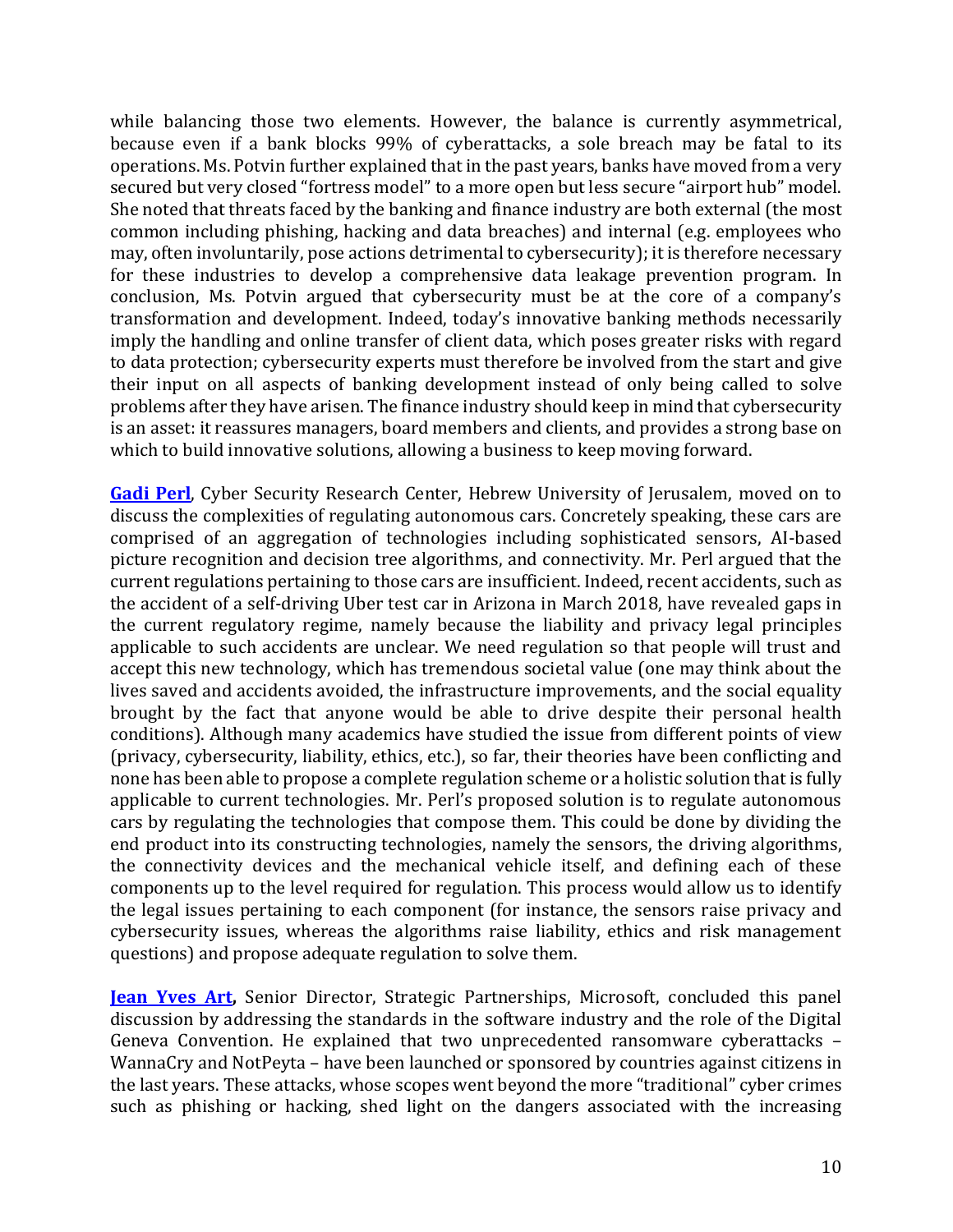while balancing those two elements. However, the balance is currently asymmetrical, because even if a bank blocks 99% of cyberattacks, a sole breach may be fatal to its operations. Ms. Potvin further explained that in the past years, banks have moved from a very secured but very closed "fortress model" to a more open but less secure "airport hub" model. She noted that threats faced by the banking and finance industry are both external (the most common including phishing, hacking and data breaches) and internal (e.g. employees who may, often involuntarily, pose actions detrimental to cybersecurity); it is therefore necessary for these industries to develop a comprehensive data leakage prevention program. In conclusion, Ms. Potvin argued that cybersecurity must be at the core of a company's transformation and development. Indeed, today's innovative banking methods necessarily imply the handling and online transfer of client data, which poses greater risks with regard to data protection; cybersecurity experts must therefore be involved from the start and give their input on all aspects of banking development instead of only being called to solve problems after they have arisen. The finance industry should keep in mind that cybersecurity is an asset: it reassures managers, board members and clients, and provides a strong base on which to build innovative solutions, allowing a business to keep moving forward.

**Gadi Perl**, Cyber Security Research Center, Hebrew University of Jerusalem, moved on to discuss the complexities of regulating autonomous cars. Concretely speaking, these cars are comprised of an aggregation of technologies including sophisticated sensors, AI-based picture recognition and decision tree algorithms, and connectivity. Mr. Perl argued that the current regulations pertaining to those cars are insufficient. Indeed, recent accidents, such as the accident of a self-driving Uber test car in Arizona in March 2018, have revealed gaps in the current regulatory regime, namely because the liability and privacy legal principles applicable to such accidents are unclear. We need regulation so that people will trust and accept this new technology, which has tremendous societal value (one may think about the lives saved and accidents avoided, the infrastructure improvements, and the social equality brought by the fact that anyone would be able to drive despite their personal health conditions). Although many academics have studied the issue from different points of view (privacy, cybersecurity, liability, ethics, etc.), so far, their theories have been conflicting and none has been able to propose a complete regulation scheme or a holistic solution that is fully applicable to current technologies. Mr. Perl's proposed solution is to regulate autonomous cars by regulating the technologies that compose them. This could be done by dividing the end product into its constructing technologies, namely the sensors, the driving algorithms, the connectivity devices and the mechanical vehicle itself, and defining each of these components up to the level required for regulation. This process would allow us to identify the legal issues pertaining to each component (for instance, the sensors raise privacy and cybersecurity issues, whereas the algorithms raise liability, ethics and risk management questions) and propose adequate regulation to solve them.

**Jean Yves Art,** Senior Director, Strategic Partnerships, Microsoft, concluded this panel discussion by addressing the standards in the software industry and the role of the Digital Geneva Convention. He explained that two unprecedented ransomware cyberattacks – WannaCry and NotPeyta – have been launched or sponsored by countries against citizens in the last years. These attacks, whose scopes went beyond the more "traditional" cyber crimes such as phishing or hacking, shed light on the dangers associated with the increasing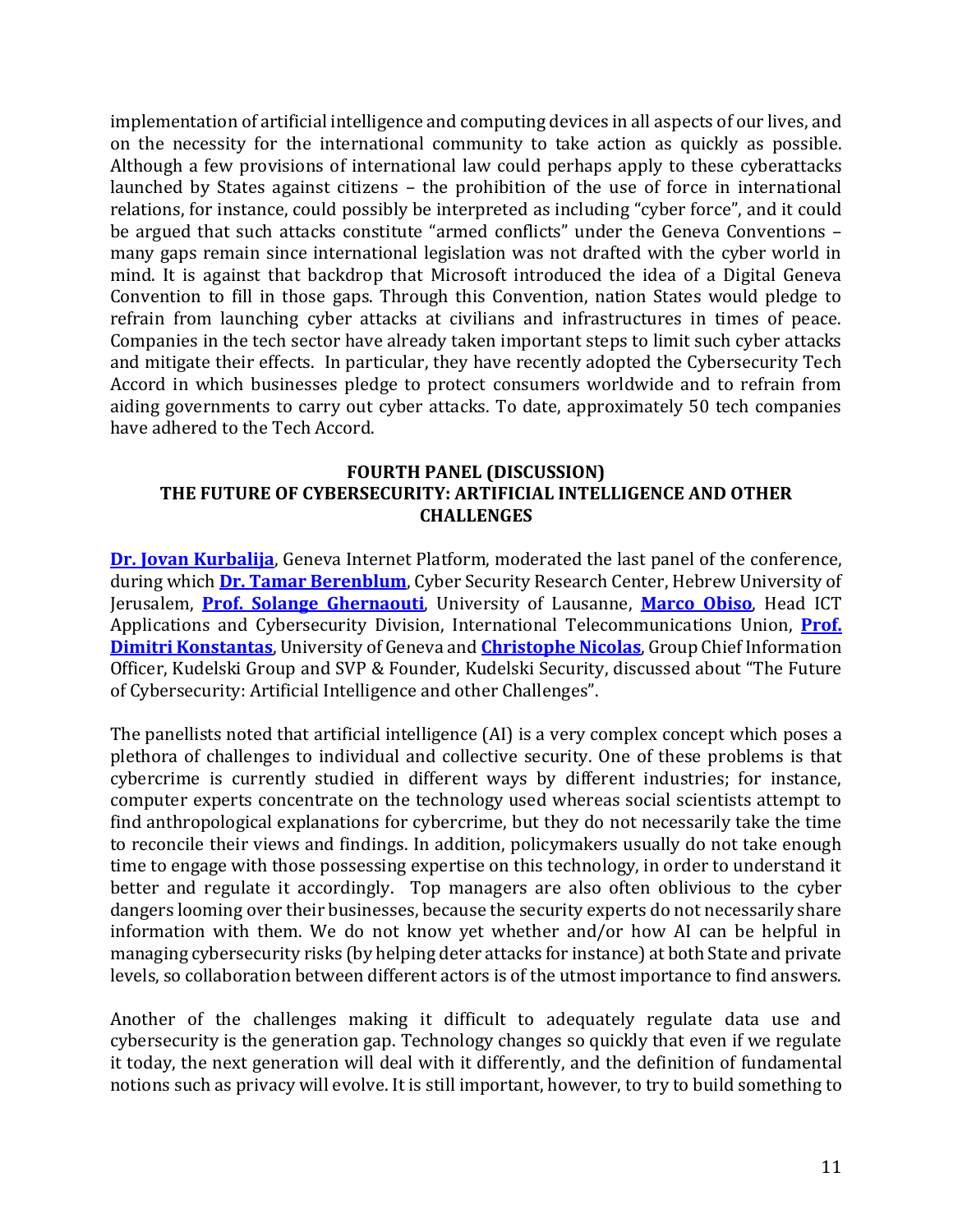implementation of artificial intelligence and computing devices in all aspects of our lives, and on the necessity for the international community to take action as quickly as possible. Although a few provisions of international law could perhaps apply to these cyberattacks launched by States against citizens – the prohibition of the use of force in international relations, for instance, could possibly be interpreted as including "cyber force", and it could be argued that such attacks constitute "armed conflicts" under the Geneva Conventions – many gaps remain since international legislation was not drafted with the cyber world in mind. It is against that backdrop that Microsoft introduced the idea of a Digital Geneva Convention to fill in those gaps. Through this Convention, nation States would pledge to refrain from launching cyber attacks at civilians and infrastructures in times of peace. Companies in the tech sector have already taken important steps to limit such cyber attacks and mitigate their effects. In particular, they have recently adopted the Cybersecurity Tech Accord in which businesses pledge to protect consumers worldwide and to refrain from aiding governments to carry out cyber attacks. To date, approximately 50 tech companies have adhered to the Tech Accord.

## FOURTH PANEL (DISCUSSION)
## THE FUTURE OF CYBERSECURITY: ARTIFICIAL INTELLIGENCE AND OTHER CHALLENGES

**Dr. Jovan Kurbalija**, Geneva Internet Platform, moderated the last panel of the conference, during which **Dr. Tamar Berenblum**, Cyber Security Research Center, Hebrew University of Jerusalem, **Prof. Solange Ghernaouti**, University of Lausanne, **Marco Obiso**, Head ICT Applications and Cybersecurity Division, International Telecommunications Union, **Prof. Dimitri Konstantas**, University of Geneva and **Christophe Nicolas**, Group Chief Information Officer, Kudelski Group and SVP & Founder, Kudelski Security, discussed about "The Future of Cybersecurity: Artificial Intelligence and other Challenges".

The panellists noted that artificial intelligence (AI) is a very complex concept which poses a plethora of challenges to individual and collective security. One of these problems is that cybercrime is currently studied in different ways by different industries; for instance, computer experts concentrate on the technology used whereas social scientists attempt to find anthropological explanations for cybercrime, but they do not necessarily take the time to reconcile their views and findings. In addition, policymakers usually do not take enough time to engage with those possessing expertise on this technology, in order to understand it better and regulate it accordingly. Top managers are also often oblivious to the cyber dangers looming over their businesses, because the security experts do not necessarily share information with them. We do not know yet whether and/or how AI can be helpful in managing cybersecurity risks (by helping deter attacks for instance) at both State and private levels, so collaboration between different actors is of the utmost importance to find answers.

Another of the challenges making it difficult to adequately regulate data use and cybersecurity is the generation gap. Technology changes so quickly that even if we regulate it today, the next generation will deal with it differently, and the definition of fundamental notions such as privacy will evolve. It is still important, however, to try to build something to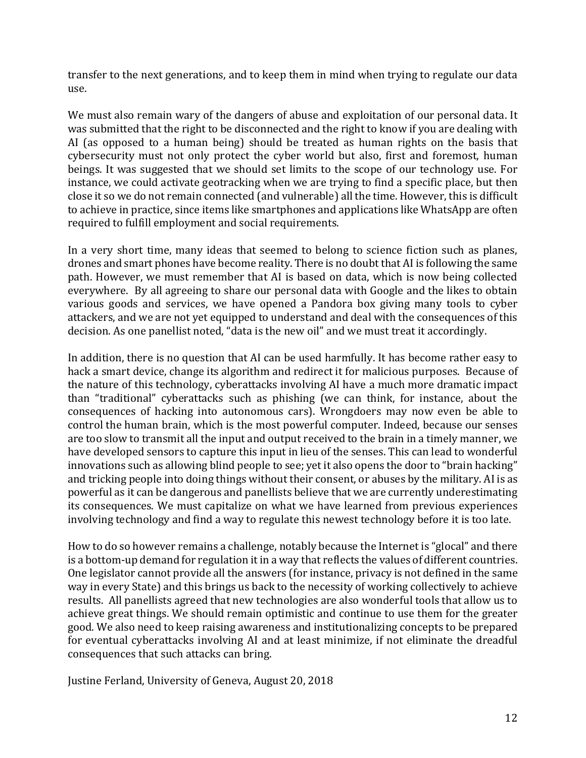transfer to the next generations, and to keep them in mind when trying to regulate our data use.

We must also remain wary of the dangers of abuse and exploitation of our personal data. It was submitted that the right to be disconnected and the right to know if you are dealing with AI (as opposed to a human being) should be treated as human rights on the basis that cybersecurity must not only protect the cyber world but also, first and foremost, human beings. It was suggested that we should set limits to the scope of our technology use. For instance, we could activate geotracking when we are trying to find a specific place, but then close it so we do not remain connected (and vulnerable) all the time. However, this is difficult to achieve in practice, since items like smartphones and applications like WhatsApp are often required to fulfill employment and social requirements.

In a very short time, many ideas that seemed to belong to science fiction such as planes, drones and smart phones have become reality. There is no doubt that AI is following the same path. However, we must remember that AI is based on data, which is now being collected everywhere. By all agreeing to share our personal data with Google and the likes to obtain various goods and services, we have opened a Pandora box giving many tools to cyber attackers, and we are not yet equipped to understand and deal with the consequences of this decision. As one panellist noted, "data is the new oil" and we must treat it accordingly.

In addition, there is no question that AI can be used harmfully. It has become rather easy to hack a smart device, change its algorithm and redirect it for malicious purposes. Because of the nature of this technology, cyberattacks involving AI have a much more dramatic impact than "traditional" cyberattacks such as phishing (we can think, for instance, about the consequences of hacking into autonomous cars). Wrongdoers may now even be able to control the human brain, which is the most powerful computer. Indeed, because our senses are too slow to transmit all the input and output received to the brain in a timely manner, we have developed sensors to capture this input in lieu of the senses. This can lead to wonderful innovations such as allowing blind people to see; yet it also opens the door to "brain hacking" and tricking people into doing things without their consent, or abuses by the military. AI is as powerful as it can be dangerous and panellists believe that we are currently underestimating its consequences. We must capitalize on what we have learned from previous experiences involving technology and find a way to regulate this newest technology before it is too late.

How to do so however remains a challenge, notably because the Internet is "glocal" and there is a bottom-up demand for regulation it in a way that reflects the values of different countries. One legislator cannot provide all the answers (for instance, privacy is not defined in the same way in every State) and this brings us back to the necessity of working collectively to achieve results. All panellists agreed that new technologies are also wonderful tools that allow us to achieve great things. We should remain optimistic and continue to use them for the greater good. We also need to keep raising awareness and institutionalizing concepts to be prepared for eventual cyberattacks involving AI and at least minimize, if not eliminate the dreadful consequences that such attacks can bring.

Justine Ferland, University of Geneva, August 20, 2018